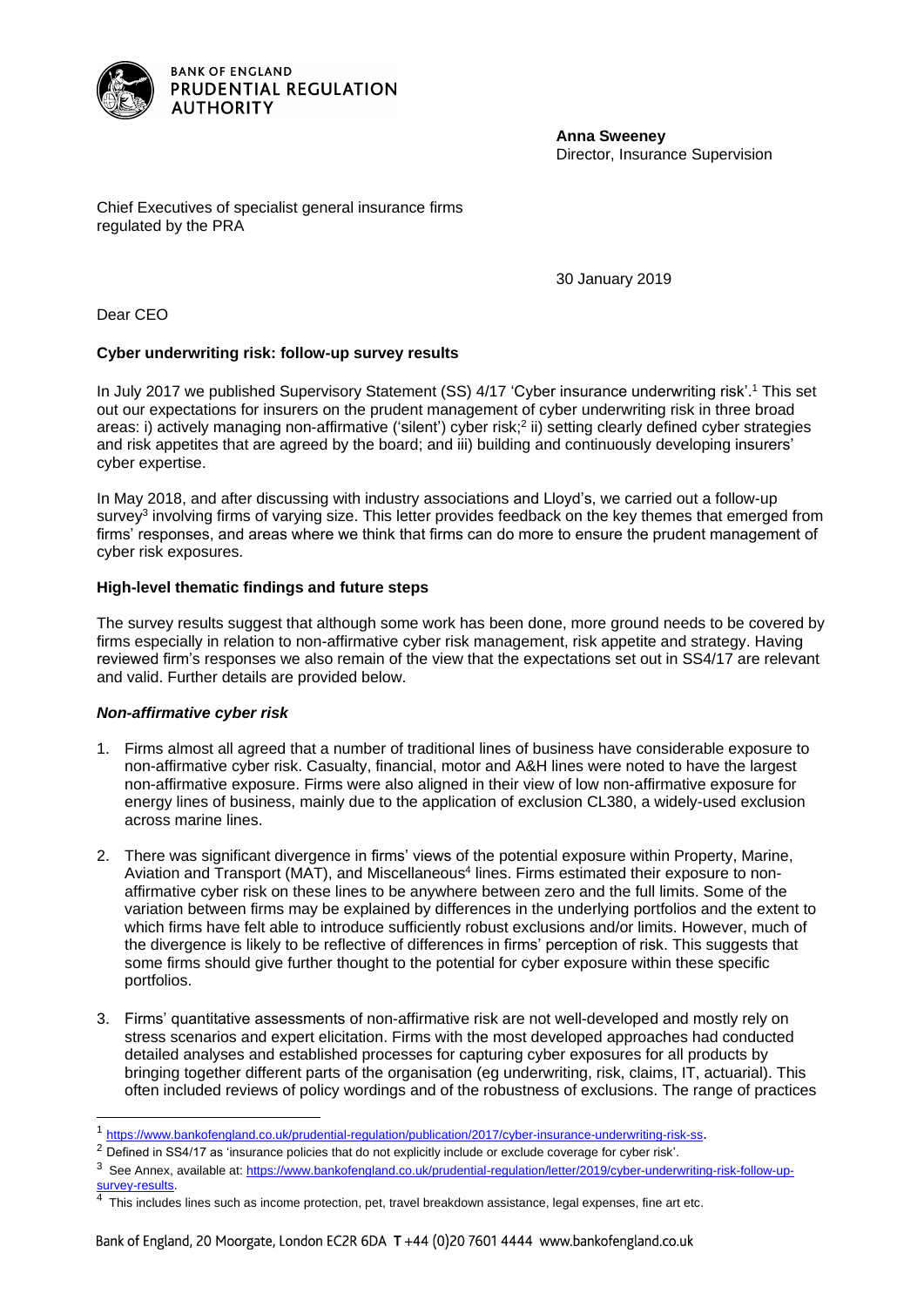**Anna Sweeney**
Director, Insurance Supervision

Chief Executives of specialist general insurance firms regulated by the PRA

30 January 2019

Dear CEO

**Cyber underwriting risk: follow-up survey results**

In July 2017 we published Supervisory Statement (SS) 4/17 'Cyber insurance underwriting risk'.[1] This set out our expectations for insurers on the prudent management of cyber underwriting risk in three broad areas: i) actively managing non-affirmative ('silent') cyber risk;[2] ii) setting clearly defined cyber strategies and risk appetites that are agreed by the board; and iii) building and continuously developing insurers' cyber expertise.

In May 2018, and after discussing with industry associations and Lloyd's, we carried out a follow-up survey[3] involving firms of varying size. This letter provides feedback on the key themes that emerged from firms' responses, and areas where we think that firms can do more to ensure the prudent management of cyber risk exposures.

**High-level thematic findings and future steps**

The survey results suggest that although some work has been done, more ground needs to be covered by firms especially in relation to non-affirmative cyber risk management, risk appetite and strategy. Having reviewed firm's responses we also remain of the view that the expectations set out in SS4/17 are relevant and valid. Further details are provided below.

***Non-affirmative cyber risk***

1. Firms almost all agreed that a number of traditional lines of business have considerable exposure to non-affirmative cyber risk. Casualty, financial, motor and A&H lines were noted to have the largest non-affirmative exposure. Firms were also aligned in their view of low non-affirmative exposure for energy lines of business, mainly due to the application of exclusion CL380, a widely-used exclusion across marine lines.

2. There was significant divergence in firms' views of the potential exposure within Property, Marine, Aviation and Transport (MAT), and Miscellaneous[4] lines. Firms estimated their exposure to non-affirmative cyber risk on these lines to be anywhere between zero and the full limits. Some of the variation between firms may be explained by differences in the underlying portfolios and the extent to which firms have felt able to introduce sufficiently robust exclusions and/or limits. However, much of the divergence is likely to be reflective of differences in firms' perception of risk. This suggests that some firms should give further thought to the potential for cyber exposure within these specific portfolios.

3. Firms' quantitative assessments of non-affirmative risk are not well-developed and mostly rely on stress scenarios and expert elicitation. Firms with the most developed approaches had conducted detailed analyses and established processes for capturing cyber exposures for all products by bringing together different parts of the organisation (eg underwriting, risk, claims, IT, actuarial). This often included reviews of policy wordings and of the robustness of exclusions. The range of practices

---

[1] https://www.bankofengland.co.uk/prudential-regulation/publication/2017/cyber-insurance-underwriting-risk-ss.

[2] Defined in SS4/17 as 'insurance policies that do not explicitly include or exclude coverage for cyber risk'.

[3] See Annex, available at: https://www.bankofengland.co.uk/prudential-regulation/letter/2019/cyber-underwriting-risk-follow-up-survey-results.

[4] This includes lines such as income protection, pet, travel breakdown assistance, legal expenses, fine art etc.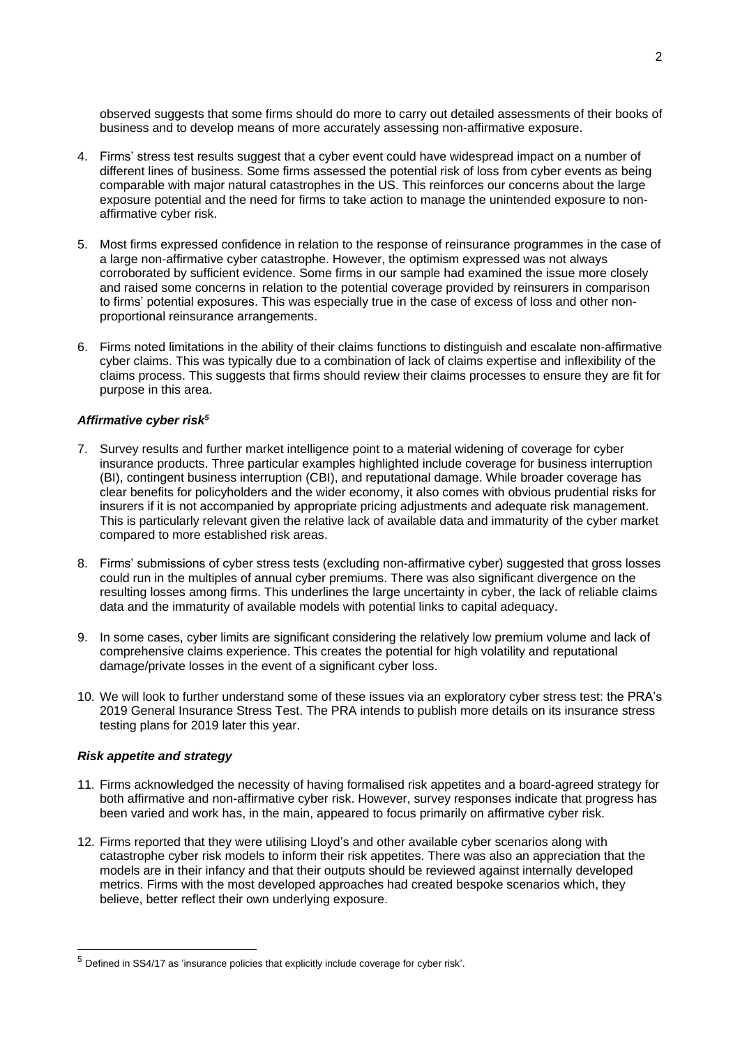observed suggests that some firms should do more to carry out detailed assessments of their books of business and to develop means of more accurately assessing non-affirmative exposure.

4. Firms' stress test results suggest that a cyber event could have widespread impact on a number of different lines of business. Some firms assessed the potential risk of loss from cyber events as being comparable with major natural catastrophes in the US. This reinforces our concerns about the large exposure potential and the need for firms to take action to manage the unintended exposure to non-affirmative cyber risk.

5. Most firms expressed confidence in relation to the response of reinsurance programmes in the case of a large non-affirmative cyber catastrophe. However, the optimism expressed was not always corroborated by sufficient evidence. Some firms in our sample had examined the issue more closely and raised some concerns in relation to the potential coverage provided by reinsurers in comparison to firms' potential exposures. This was especially true in the case of excess of loss and other non-proportional reinsurance arrangements.

6. Firms noted limitations in the ability of their claims functions to distinguish and escalate non-affirmative cyber claims. This was typically due to a combination of lack of claims expertise and inflexibility of the claims process. This suggests that firms should review their claims processes to ensure they are fit for purpose in this area.

***Affirmative cyber risk*[5]**

7. Survey results and further market intelligence point to a material widening of coverage for cyber insurance products. Three particular examples highlighted include coverage for business interruption (BI), contingent business interruption (CBI), and reputational damage. While broader coverage has clear benefits for policyholders and the wider economy, it also comes with obvious prudential risks for insurers if it is not accompanied by appropriate pricing adjustments and adequate risk management. This is particularly relevant given the relative lack of available data and immaturity of the cyber market compared to more established risk areas.

8. Firms' submissions of cyber stress tests (excluding non-affirmative cyber) suggested that gross losses could run in the multiples of annual cyber premiums. There was also significant divergence on the resulting losses among firms. This underlines the large uncertainty in cyber, the lack of reliable claims data and the immaturity of available models with potential links to capital adequacy.

9. In some cases, cyber limits are significant considering the relatively low premium volume and lack of comprehensive claims experience. This creates the potential for high volatility and reputational damage/private losses in the event of a significant cyber loss.

10. We will look to further understand some of these issues via an exploratory cyber stress test: the PRA's 2019 General Insurance Stress Test. The PRA intends to publish more details on its insurance stress testing plans for 2019 later this year.

***Risk appetite and strategy***

11. Firms acknowledged the necessity of having formalised risk appetites and a board-agreed strategy for both affirmative and non-affirmative cyber risk. However, survey responses indicate that progress has been varied and work has, in the main, appeared to focus primarily on affirmative cyber risk.

12. Firms reported that they were utilising Lloyd's and other available cyber scenarios along with catastrophe cyber risk models to inform their risk appetites. There was also an appreciation that the models are in their infancy and that their outputs should be reviewed against internally developed metrics. Firms with the most developed approaches had created bespoke scenarios which, they believe, better reflect their own underlying exposure.

---

[5] Defined in SS4/17 as 'insurance policies that explicitly include coverage for cyber risk'.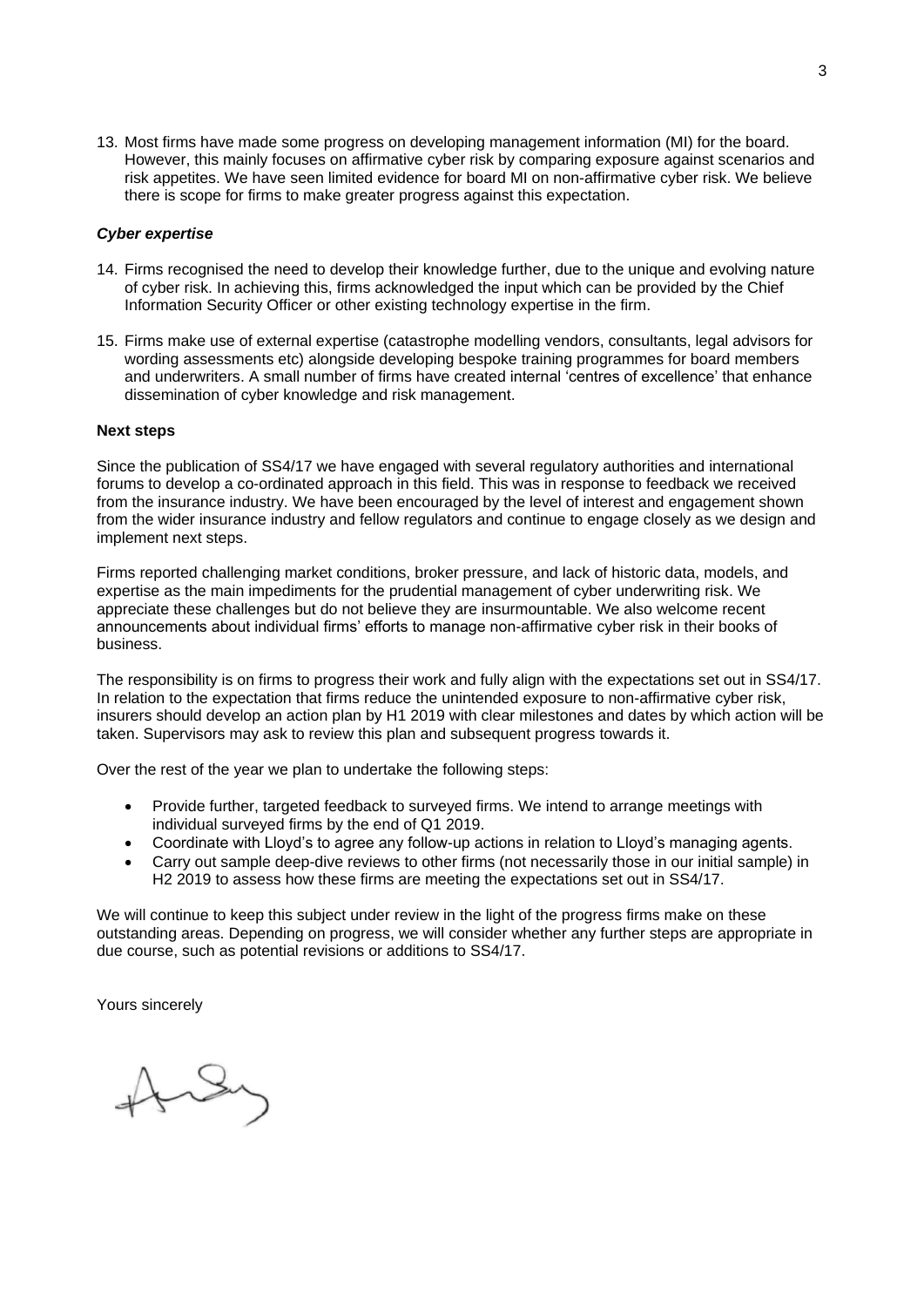13. Most firms have made some progress on developing management information (MI) for the board. However, this mainly focuses on affirmative cyber risk by comparing exposure against scenarios and risk appetites. We have seen limited evidence for board MI on non-affirmative cyber risk. We believe there is scope for firms to make greater progress against this expectation.

***Cyber expertise***

14. Firms recognised the need to develop their knowledge further, due to the unique and evolving nature of cyber risk. In achieving this, firms acknowledged the input which can be provided by the Chief Information Security Officer or other existing technology expertise in the firm.

15. Firms make use of external expertise (catastrophe modelling vendors, consultants, legal advisors for wording assessments etc) alongside developing bespoke training programmes for board members and underwriters. A small number of firms have created internal 'centres of excellence' that enhance dissemination of cyber knowledge and risk management.

**Next steps**

Since the publication of SS4/17 we have engaged with several regulatory authorities and international forums to develop a co-ordinated approach in this field. This was in response to feedback we received from the insurance industry. We have been encouraged by the level of interest and engagement shown from the wider insurance industry and fellow regulators and continue to engage closely as we design and implement next steps.

Firms reported challenging market conditions, broker pressure, and lack of historic data, models, and expertise as the main impediments for the prudential management of cyber underwriting risk. We appreciate these challenges but do not believe they are insurmountable. We also welcome recent announcements about individual firms' efforts to manage non-affirmative cyber risk in their books of business.

The responsibility is on firms to progress their work and fully align with the expectations set out in SS4/17. In relation to the expectation that firms reduce the unintended exposure to non-affirmative cyber risk, insurers should develop an action plan by H1 2019 with clear milestones and dates by which action will be taken. Supervisors may ask to review this plan and subsequent progress towards it.

Over the rest of the year we plan to undertake the following steps:

- Provide further, targeted feedback to surveyed firms. We intend to arrange meetings with individual surveyed firms by the end of Q1 2019.
- Coordinate with Lloyd's to agree any follow-up actions in relation to Lloyd's managing agents.
- Carry out sample deep-dive reviews to other firms (not necessarily those in our initial sample) in H2 2019 to assess how these firms are meeting the expectations set out in SS4/17.

We will continue to keep this subject under review in the light of the progress firms make on these outstanding areas. Depending on progress, we will consider whether any further steps are appropriate in due course, such as potential revisions or additions to SS4/17.

Yours sincerely